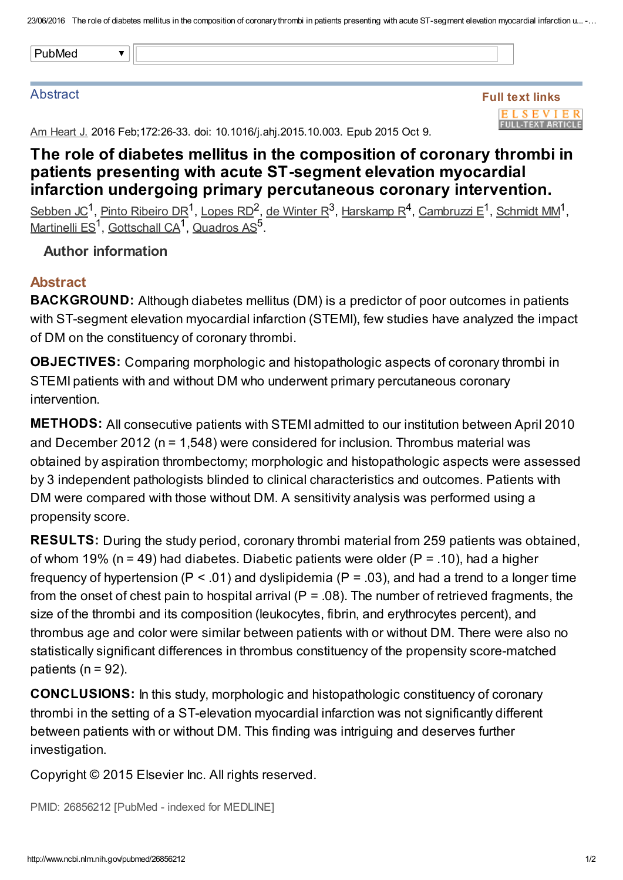PubMed

Abstract

Full text links

Am Heart J. 2016 Feb;172:26-33. doi: 10.1016/j.ahj.2015.10.003. Epub 2015 Oct 9.

# The role of diabetes mellitus in the composition of coronary thrombi in patients presenting with acute ST-segment elevation myocardial infarction undergoing primary percutaneous coronary intervention.

Sebben JC[1], Pinto Ribeiro DR[1], Lopes RD[2], de Winter R[3], Harskamp R[4], Cambruzzi E[1], Schmidt MM[1], Martinelli ES[1], Gottschall CA[1], Quadros AS[5].

## Author information

## Abstract

**BACKGROUND:** Although diabetes mellitus (DM) is a predictor of poor outcomes in patients with ST-segment elevation myocardial infarction (STEMI), few studies have analyzed the impact of DM on the constituency of coronary thrombi.

**OBJECTIVES:** Comparing morphologic and histopathologic aspects of coronary thrombi in STEMI patients with and without DM who underwent primary percutaneous coronary intervention.

**METHODS:** All consecutive patients with STEMI admitted to our institution between April 2010 and December 2012 (n = 1,548) were considered for inclusion. Thrombus material was obtained by aspiration thrombectomy; morphologic and histopathologic aspects were assessed by 3 independent pathologists blinded to clinical characteristics and outcomes. Patients with DM were compared with those without DM. A sensitivity analysis was performed using a propensity score.

**RESULTS:** During the study period, coronary thrombi material from 259 patients was obtained, of whom 19% (n = 49) had diabetes. Diabetic patients were older (P = .10), had a higher frequency of hypertension (P < .01) and dyslipidemia (P = .03), and had a trend to a longer time from the onset of chest pain to hospital arrival (P = .08). The number of retrieved fragments, the size of the thrombi and its composition (leukocytes, fibrin, and erythrocytes percent), and thrombus age and color were similar between patients with or without DM. There were also no statistically significant differences in thrombus constituency of the propensity score-matched patients (n = 92).

**CONCLUSIONS:** In this study, morphologic and histopathologic constituency of coronary thrombi in the setting of a ST-elevation myocardial infarction was not significantly different between patients with or without DM. This finding was intriguing and deserves further investigation.

Copyright © 2015 Elsevier Inc. All rights reserved.

PMID: 26856212 [PubMed - indexed for MEDLINE]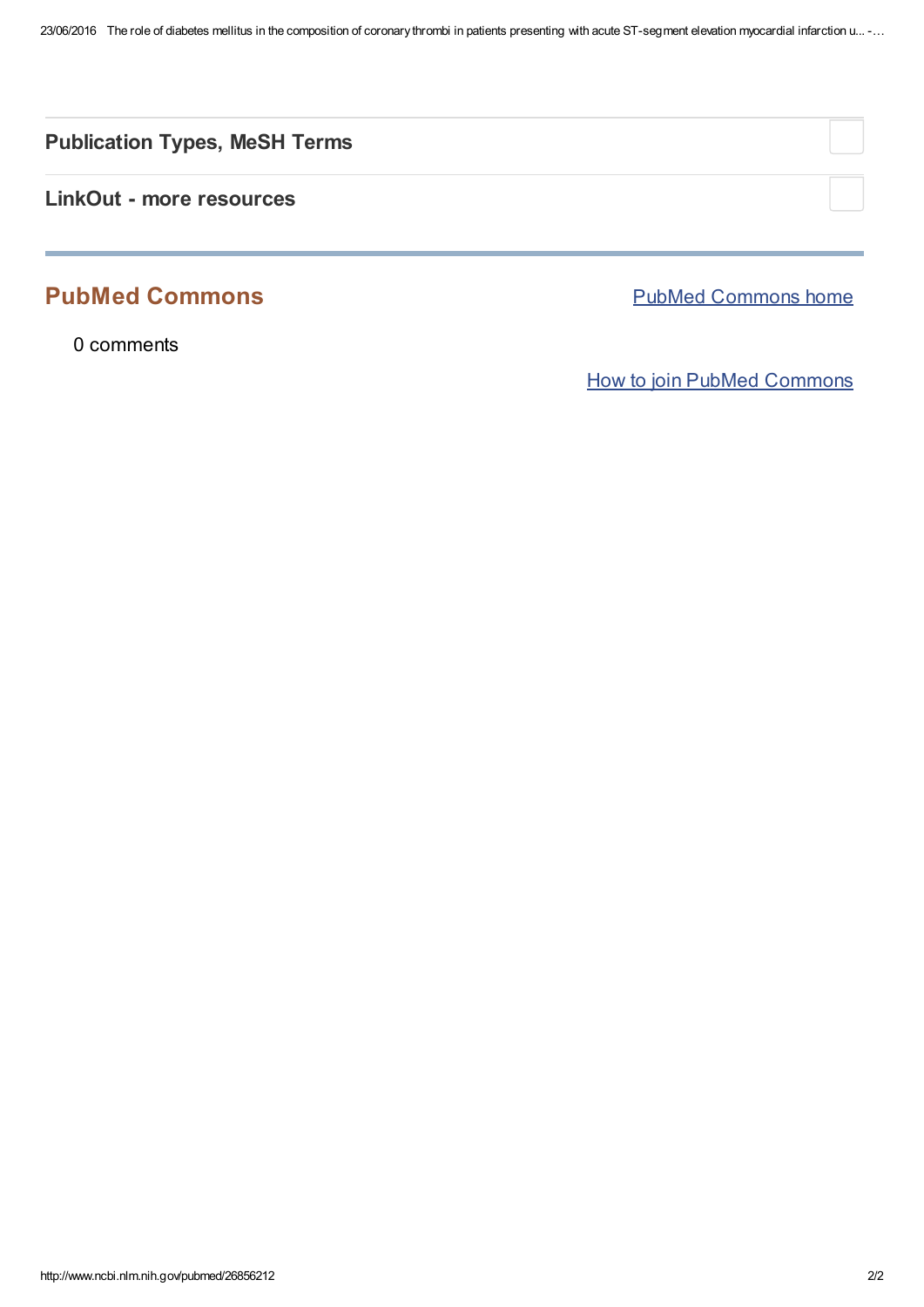## Publication Types, MeSH Terms

## LinkOut - more resources

## PubMed Commons

PubMed Commons home

0 comments

How to join PubMed Commons